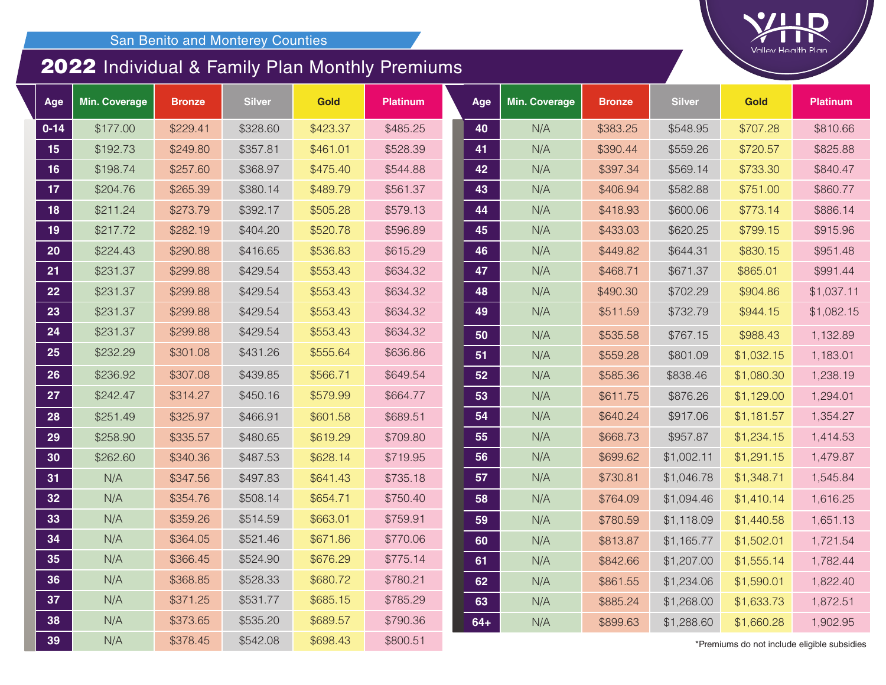San Benito and Monterey Counties

# 2022 Individual & Family Plan Monthly Premiums

Valley Health Plan

| Age | Min. Coverage | Bronze | Silver | Gold | Platinum |
|---|---|---|---|---|---|
| 0-14 | $177.00 | $229.41 | $328.60 | $423.37 | $485.25 |
| 15 | $192.73 | $249.80 | $357.81 | $461.01 | $528.39 |
| 16 | $198.74 | $257.60 | $368.97 | $475.40 | $544.88 |
| 17 | $204.76 | $265.39 | $380.14 | $489.79 | $561.37 |
| 18 | $211.24 | $273.79 | $392.17 | $505.28 | $579.13 |
| 19 | $217.72 | $282.19 | $404.20 | $520.78 | $596.89 |
| 20 | $224.43 | $290.88 | $416.65 | $536.83 | $615.29 |
| 21 | $231.37 | $299.88 | $429.54 | $553.43 | $634.32 |
| 22 | $231.37 | $299.88 | $429.54 | $553.43 | $634.32 |
| 23 | $231.37 | $299.88 | $429.54 | $553.43 | $634.32 |
| 24 | $231.37 | $299.88 | $429.54 | $553.43 | $634.32 |
| 25 | $232.29 | $301.08 | $431.26 | $555.64 | $636.86 |
| 26 | $236.92 | $307.08 | $439.85 | $566.71 | $649.54 |
| 27 | $242.47 | $314.27 | $450.16 | $579.99 | $664.77 |
| 28 | $251.49 | $325.97 | $466.91 | $601.58 | $689.51 |
| 29 | $258.90 | $335.57 | $480.65 | $619.29 | $709.80 |
| 30 | $262.60 | $340.36 | $487.53 | $628.14 | $719.95 |
| 31 | N/A | $347.56 | $497.83 | $641.43 | $735.18 |
| 32 | N/A | $354.76 | $508.14 | $654.71 | $750.40 |
| 33 | N/A | $359.26 | $514.59 | $663.01 | $759.91 |
| 34 | N/A | $364.05 | $521.46 | $671.86 | $770.06 |
| 35 | N/A | $366.45 | $524.90 | $676.29 | $775.14 |
| 36 | N/A | $368.85 | $528.33 | $680.72 | $780.21 |
| 37 | N/A | $371.25 | $531.77 | $685.15 | $785.29 |
| 38 | N/A | $373.65 | $535.20 | $689.57 | $790.36 |
| 39 | N/A | $378.45 | $542.08 | $698.43 | $800.51 |
| 40 | N/A | $383.25 | $548.95 | $707.28 | $810.66 |
| 41 | N/A | $390.44 | $559.26 | $720.57 | $825.88 |
| 42 | N/A | $397.34 | $569.14 | $733.30 | $840.47 |
| 43 | N/A | $406.94 | $582.88 | $751.00 | $860.77 |
| 44 | N/A | $418.93 | $600.06 | $773.14 | $886.14 |
| 45 | N/A | $433.03 | $620.25 | $799.15 | $915.96 |
| 46 | N/A | $449.82 | $644.31 | $830.15 | $951.48 |
| 47 | N/A | $468.71 | $671.37 | $865.01 | $991.44 |
| 48 | N/A | $490.30 | $702.29 | $904.86 | $1,037.11 |
| 49 | N/A | $511.59 | $732.79 | $944.15 | $1,082.15 |
| 50 | N/A | $535.58 | $767.15 | $988.43 | 1,132.89 |
| 51 | N/A | $559.28 | $801.09 | $1,032.15 | 1,183.01 |
| 52 | N/A | $585.36 | $838.46 | $1,080.30 | 1,238.19 |
| 53 | N/A | $611.75 | $876.26 | $1,129.00 | 1,294.01 |
| 54 | N/A | $640.24 | $917.06 | $1,181.57 | 1,354.27 |
| 55 | N/A | $668.73 | $957.87 | $1,234.15 | 1,414.53 |
| 56 | N/A | $699.62 | $1,002.11 | $1,291.15 | 1,479.87 |
| 57 | N/A | $730.81 | $1,046.78 | $1,348.71 | 1,545.84 |
| 58 | N/A | $764.09 | $1,094.46 | $1,410.14 | 1,616.25 |
| 59 | N/A | $780.59 | $1,118.09 | $1,440.58 | 1,651.13 |
| 60 | N/A | $813.87 | $1,165.77 | $1,502.01 | 1,721.54 |
| 61 | N/A | $842.66 | $1,207.00 | $1,555.14 | 1,782.44 |
| 62 | N/A | $861.55 | $1,234.06 | $1,590.01 | 1,822.40 |
| 63 | N/A | $885.24 | $1,268.00 | $1,633.73 | 1,872.51 |
| 64+ | N/A | $899.63 | $1,288.60 | $1,660.28 | 1,902.95 |

*Premiums do not include eligible subsidies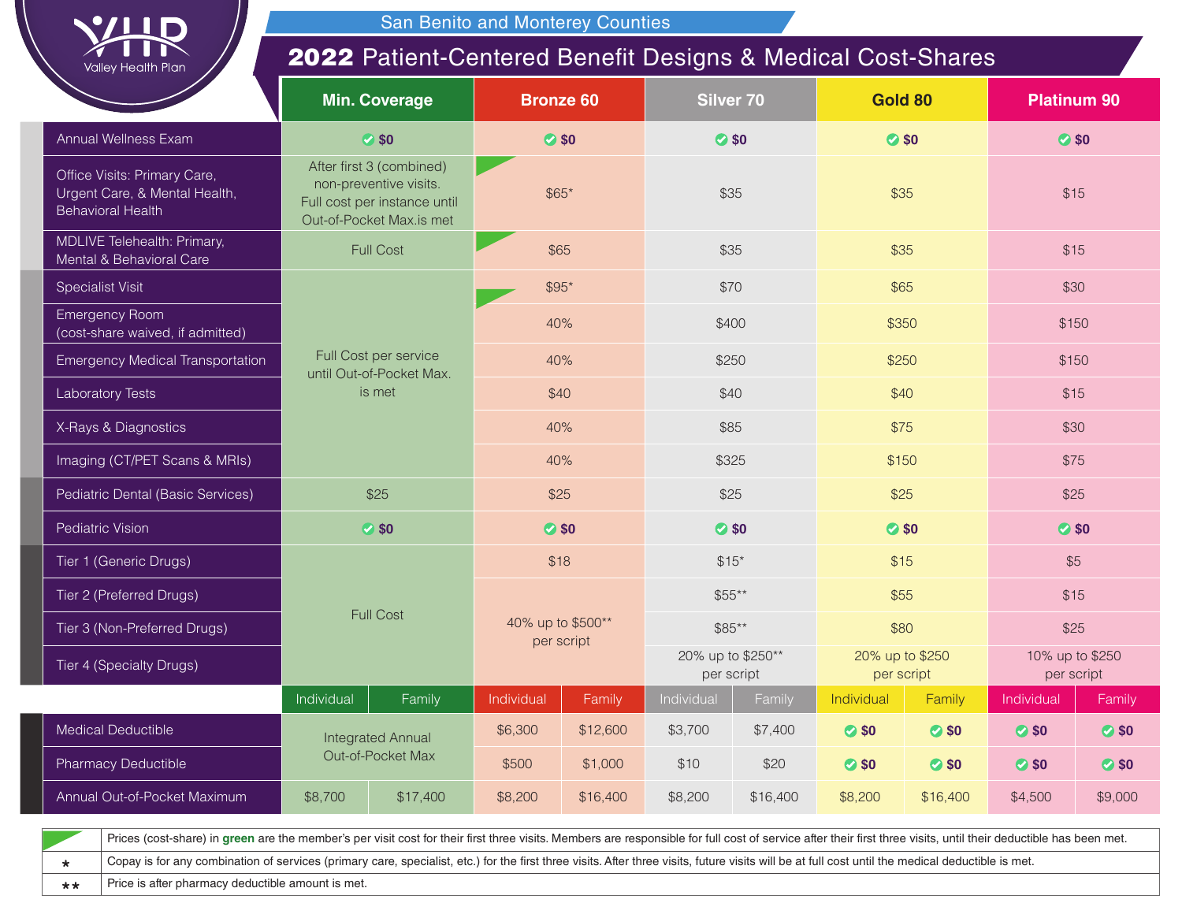Valley Health Plan

San Benito and Monterey Counties

# 2022 Patient-Centered Benefit Designs & Medical Cost-Shares

| | Min. Coverage | Bronze 60 | Silver 70 | Gold 80 | Platinum 90 |
|---|---|---|---|---|---|
| Annual Wellness Exam | $0 | $0 | $0 | $0 | $0 |
| Office Visits: Primary Care, Urgent Care, & Mental Health, Behavioral Health | After first 3 (combined) non-preventive visits. Full cost per instance until Out-of-Pocket Max.is met | $65* | $35 | $35 | $15 |
| MDLIVE Telehealth: Primary, Mental & Behavioral Care | Full Cost | $65 | $35 | $35 | $15 |
| Specialist Visit | Full Cost per service until Out-of-Pocket Max. is met | $95* | $70 | $65 | $30 |
| Emergency Room (cost-share waived, if admitted) | | 40% | $400 | $350 | $150 |
| Emergency Medical Transportation | | 40% | $250 | $250 | $150 |
| Laboratory Tests | | $40 | $40 | $40 | $15 |
| X-Rays & Diagnostics | | 40% | $85 | $75 | $30 |
| Imaging (CT/PET Scans & MRIs) | | 40% | $325 | $150 | $75 |
| Pediatric Dental (Basic Services) | $25 | $25 | $25 | $25 | $25 |
| Pediatric Vision | $0 | $0 | $0 | $0 | $0 |
| Tier 1 (Generic Drugs) | Full Cost | $18 | $15* | $15 | $5 |
| Tier 2 (Preferred Drugs) | | 40% up to $500** per script | $55** | $55 | $15 |
| Tier 3 (Non-Preferred Drugs) | | | $85** | $80 | $25 |
| Tier 4 (Specialty Drugs) | | | 20% up to $250** per script | 20% up to $250 per script | 10% up to $250 per script |

| | Min. Coverage Individual | Min. Coverage Family | Bronze 60 Individual | Bronze 60 Family | Silver 70 Individual | Silver 70 Family | Gold 80 Individual | Gold 80 Family | Platinum 90 Individual | Platinum 90 Family |
|---|---|---|---|---|---|---|---|---|---|---|
| Medical Deductible | Integrated Annual Out-of-Pocket Max | | $6,300 | $12,600 | $3,700 | $7,400 | $0 | $0 | $0 | $0 |
| Pharmacy Deductible | | | $500 | $1,000 | $10 | $20 | $0 | $0 | $0 | $0 |
| Annual Out-of-Pocket Maximum | $8,700 | $17,400 | $8,200 | $16,400 | $8,200 | $16,400 | $8,200 | $16,400 | $4,500 | $9,000 |

| | |
|---|---|
| (green) | Prices (cost-share) in **green** are the member's per visit cost for their first three visits. Members are responsible for full cost of service after their first three visits, until their deductible has been met. |
| * | Copay is for any combination of services (primary care, specialist, etc.) for the first three visits. After three visits, future visits will be at full cost until the medical deductible is met. |
| ** | Price is after pharmacy deductible amount is met. |